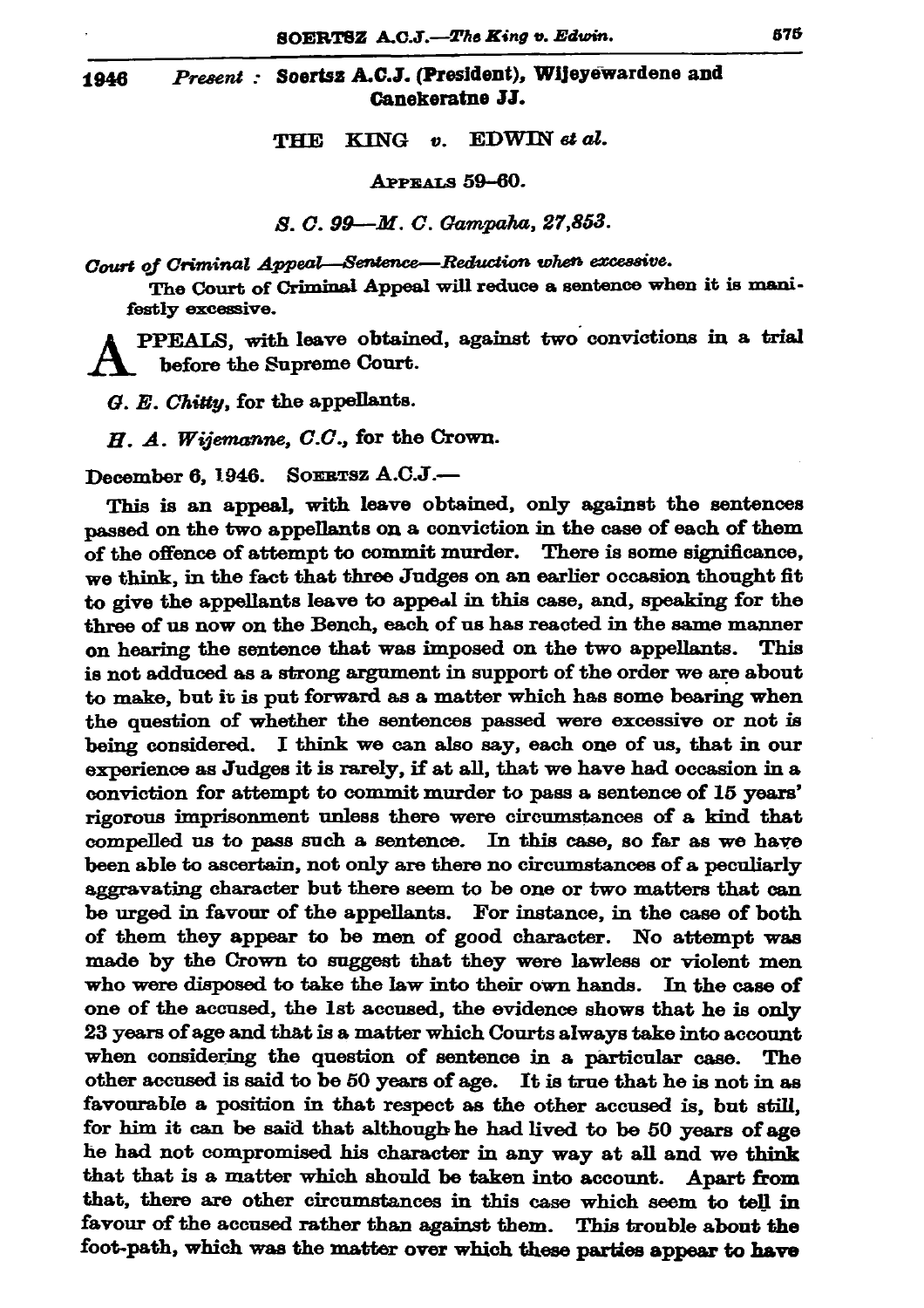1946 *Present :* **Soertsz A.C.J. (President), Wijeyewardene and Canekeratne JJ.**

THE KING *v.* EDWIN *et al.*

APPEALS 59–60.

*S. C. 99—M. C. Gampaha, 27,853.*

*Court of Criminal Appeal—Sentence—Reduction when excessive.*

The Court of Criminal Appeal will reduce a sentence when it is manifestly excessive.

APPEALS, with leave obtained, against two convictions in a trial before the Supreme Court.

*G. E. Chitty*, for the appellants.

*H. A. Wijemanne, C.C.*, for the Crown.

December 6, 1946. SOERTSZ A.C.J.—

This is an appeal, with leave obtained, only against the sentences passed on the two appellants on a conviction in the case of each of them of the offence of attempt to commit murder. There is some significance, we think, in the fact that three Judges on an earlier occasion thought fit to give the appellants leave to appeal in this case, and, speaking for the three of us now on the Bench, each of us has reacted in the same manner on hearing the sentence that was imposed on the two appellants. This is not adduced as a strong argument in support of the order we are about to make, but it is put forward as a matter which has some bearing when the question of whether the sentences passed were excessive or not is being considered. I think we can also say, each one of us, that in our experience as Judges it is rarely, if at all, that we have had occasion in a conviction for attempt to commit murder to pass a sentence of 15 years' rigorous imprisonment unless there were circumstances of a kind that compelled us to pass such a sentence. In this case, so far as we have been able to ascertain, not only are there no circumstances of a peculiarly aggravating character but there seem to be one or two matters that can be urged in favour of the appellants. For instance, in the case of both of them they appear to be men of good character. No attempt was made by the Crown to suggest that they were lawless or violent men who were disposed to take the law into their own hands. In the case of one of the accused, the 1st accused, the evidence shows that he is only 23 years of age and that is a matter which Courts always take into account when considering the question of sentence in a particular case. The other accused is said to be 50 years of age. It is true that he is not in as favourable a position in that respect as the other accused is, but still, for him it can be said that although he had lived to be 50 years of age he had not compromised his character in any way at all and we think that that is a matter which should be taken into account. Apart from that, there are other circumstances in this case which seem to tell in favour of the accused rather than against them. This trouble about the foot-path, which was the matter over which these parties appear to have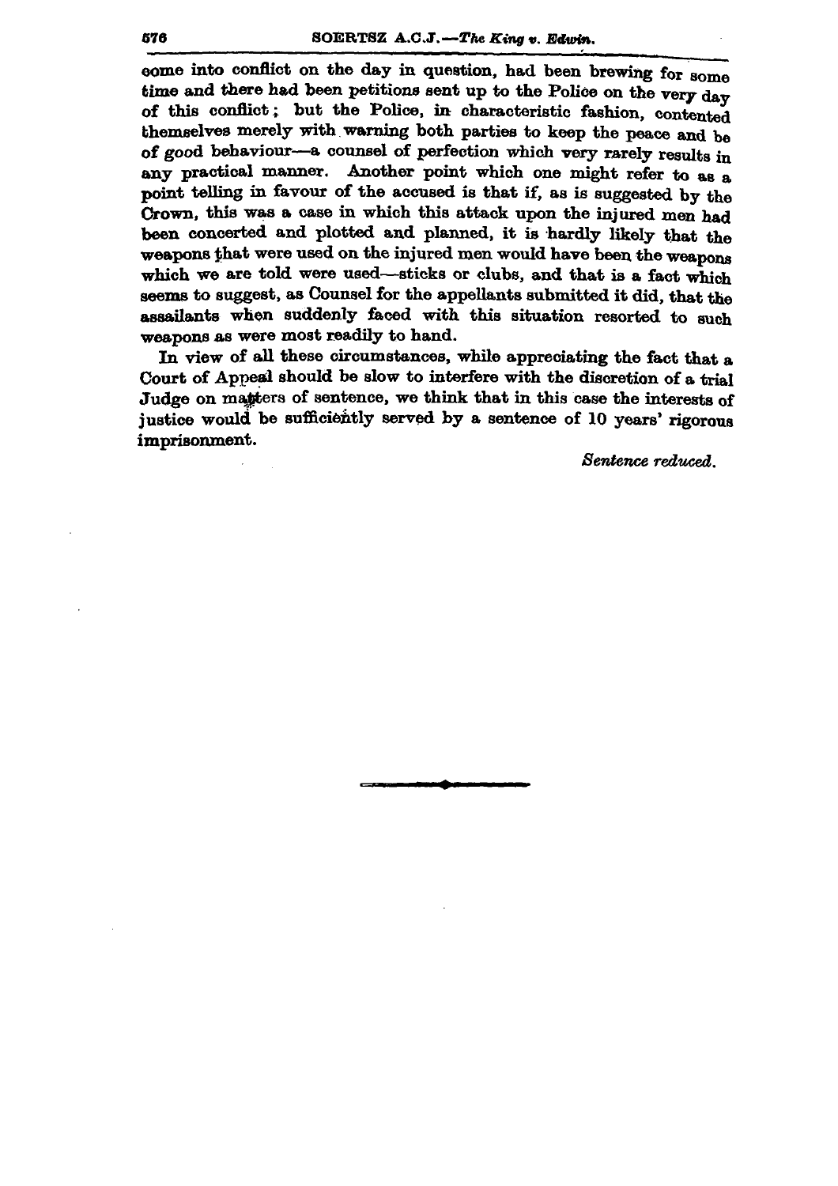come into conflict on the day in question, had been brewing for some time and there had been petitions sent up to the Police on the very day of this conflict; but the Police, in characteristic fashion, contented themselves merely with warning both parties to keep the peace and be of good behaviour—a counsel of perfection which very rarely results in any practical manner. Another point which one might refer to as a point telling in favour of the accused is that if, as is suggested by the Crown, this was a case in which this attack upon the injured men had been concerted and plotted and planned, it is hardly likely that the weapons that were used on the injured men would have been the weapons which we are told were used—sticks or clubs, and that is a fact which seems to suggest, as Counsel for the appellants submitted it did, that the assailants when suddenly faced with this situation resorted to such weapons as were most readily to hand.

In view of all these circumstances, while appreciating the fact that a Court of Appeal should be slow to interfere with the discretion of a trial Judge on matters of sentence, we think that in this case the interests of justice would be sufficiently served by a sentence of 10 years' rigorous imprisonment.

*Sentence reduced.*